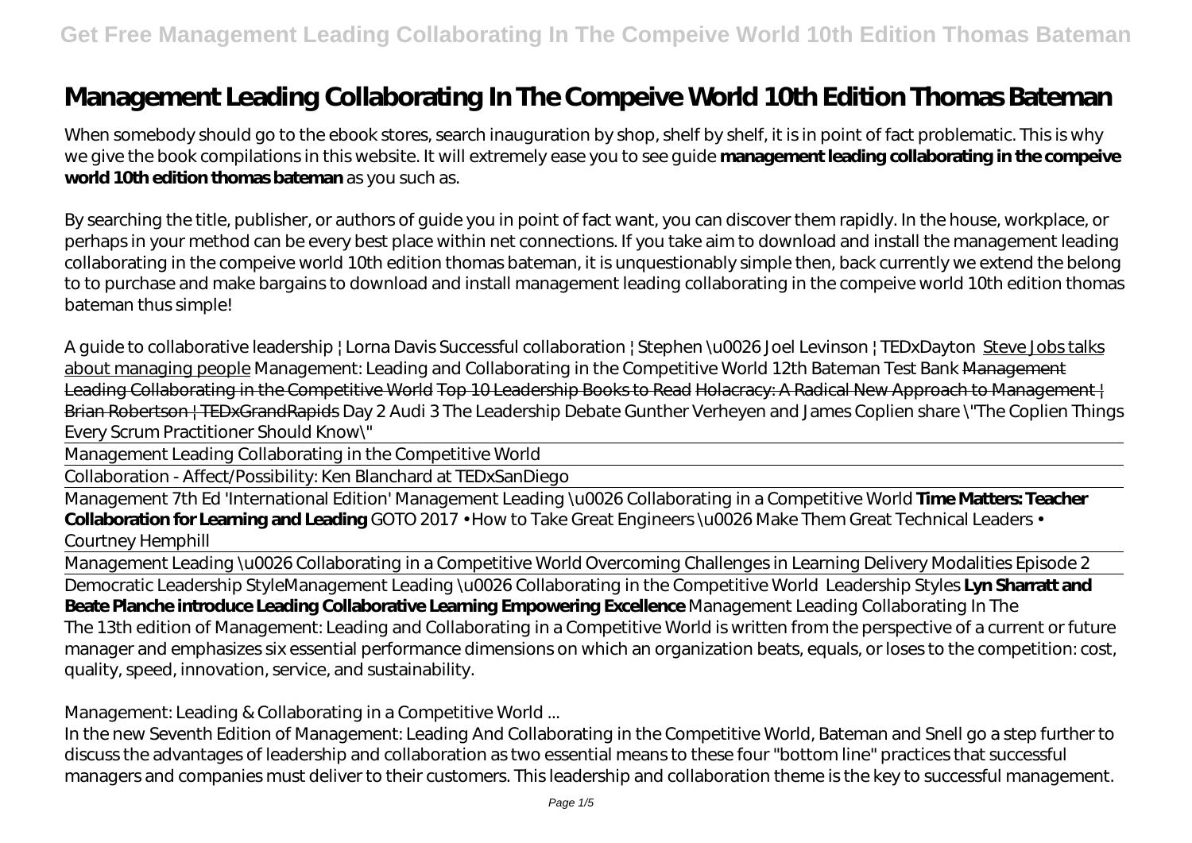# Management Leading Collaborating In The Compeive World 10th Edition Thomas Bateman

When somebody should go to the ebook stores, search inauguration by shop, shelf by shelf, it is in point of fact problematic. This is why we give the book compilations in this website. It will extremely ease you to see guide **management leading collaborating in the compeive world 10th edition thomas bateman** as you such as.

By searching the title, publisher, or authors of guide you in point of fact want, you can discover them rapidly. In the house, workplace, or perhaps in your method can be every best place within net connections. If you take aim to download and install the management leading collaborating in the compeive world 10th edition thomas bateman, it is unquestionably simple then, back currently we extend the belong to to purchase and make bargains to download and install management leading collaborating in the compeive world 10th edition thomas bateman thus simple!

*A guide to collaborative leadership | Lorna Davis* *Successful collaboration | Stephen \u0026 Joel Levinson | TEDxDayton* Steve Jobs talks about managing people *Management: Leading and Collaborating in the Competitive World 12th Bateman Test Bank* ~~Management Leading Collaborating in the Competitive World~~ ~~Top 10 Leadership Books to Read~~ ~~Holacracy: A Radical New Approach to Management | Brian Robertson | TEDxGrandRapids~~ *Day 2 Audi 3 The Leadership Debate* *Gunther Verheyen and James Coplien share \"The Coplien Things Every Scrum Practitioner Should Know\"*

Management Leading Collaborating in the Competitive World

Collaboration - Affect/Possibility: Ken Blanchard at TEDxSanDiego

Management 7th Ed 'International Edition' Management Leading \u0026 Collaborating in a Competitive World **Time Matters: Teacher Collaboration for Learning and Leading** *GOTO 2017 • How to Take Great Engineers \u0026 Make Them Great Technical Leaders • Courtney Hemphill*

Management Leading \u0026 Collaborating in a Competitive World *Overcoming Challenges in Learning Delivery Modalities Episode 2*

Democratic Leadership Style*Management Leading \u0026 Collaborating in the Competitive World* *Leadership Styles* **Lyn Sharratt and Beate Planche introduce Leading Collaborative Learning Empowering Excellence** *Management Leading Collaborating In The*

The 13th edition of Management: Leading and Collaborating in a Competitive World is written from the perspective of a current or future manager and emphasizes six essential performance dimensions on which an organization beats, equals, or loses to the competition: cost, quality, speed, innovation, service, and sustainability.

*Management: Leading & Collaborating in a Competitive World ...*

In the new Seventh Edition of Management: Leading And Collaborating in the Competitive World, Bateman and Snell go a step further to discuss the advantages of leadership and collaboration as two essential means to these four "bottom line" practices that successful managers and companies must deliver to their customers. This leadership and collaboration theme is the key to successful management.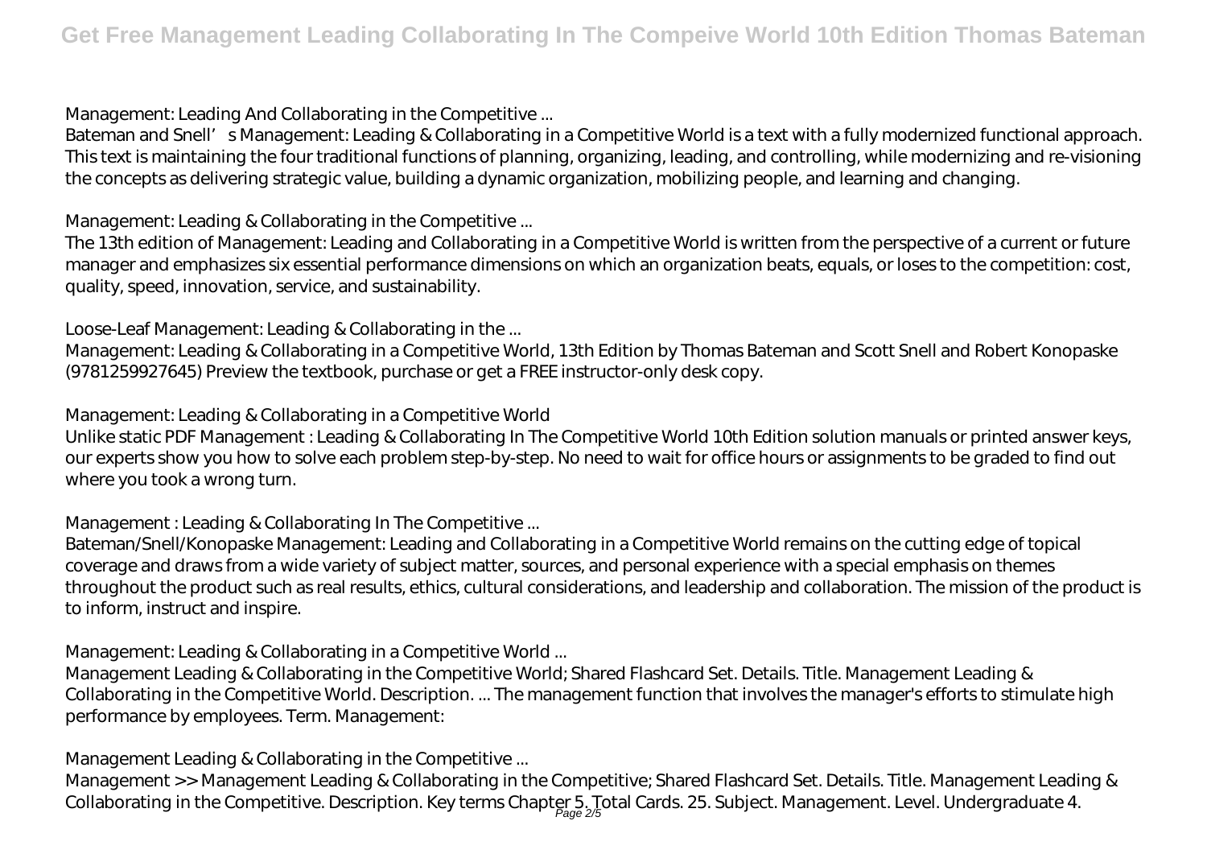*Management: Leading And Collaborating in the Competitive ...*

Bateman and Snell's Management: Leading & Collaborating in a Competitive World is a text with a fully modernized functional approach. This text is maintaining the four traditional functions of planning, organizing, leading, and controlling, while modernizing and re-visioning the concepts as delivering strategic value, building a dynamic organization, mobilizing people, and learning and changing.

*Management: Leading & Collaborating in the Competitive ...*

The 13th edition of Management: Leading and Collaborating in a Competitive World is written from the perspective of a current or future manager and emphasizes six essential performance dimensions on which an organization beats, equals, or loses to the competition: cost, quality, speed, innovation, service, and sustainability.

*Loose-Leaf Management: Leading & Collaborating in the ...*

Management: Leading & Collaborating in a Competitive World, 13th Edition by Thomas Bateman and Scott Snell and Robert Konopaske (9781259927645) Preview the textbook, purchase or get a FREE instructor-only desk copy.

*Management: Leading & Collaborating in a Competitive World*

Unlike static PDF Management : Leading & Collaborating In The Competitive World 10th Edition solution manuals or printed answer keys, our experts show you how to solve each problem step-by-step. No need to wait for office hours or assignments to be graded to find out where you took a wrong turn.

*Management : Leading & Collaborating In The Competitive ...*

Bateman/Snell/Konopaske Management: Leading and Collaborating in a Competitive World remains on the cutting edge of topical coverage and draws from a wide variety of subject matter, sources, and personal experience with a special emphasis on themes throughout the product such as real results, ethics, cultural considerations, and leadership and collaboration. The mission of the product is to inform, instruct and inspire.

*Management: Leading & Collaborating in a Competitive World ...*

Management Leading & Collaborating in the Competitive World; Shared Flashcard Set. Details. Title. Management Leading & Collaborating in the Competitive World. Description. ... The management function that involves the manager's efforts to stimulate high performance by employees. Term. Management:

*Management Leading & Collaborating in the Competitive ...*

Management >> Management Leading & Collaborating in the Competitive; Shared Flashcard Set. Details. Title. Management Leading & Collaborating in the Competitive. Description. Key terms Chapter 5. Total Cards. 25. Subject. Management. Level. Undergraduate 4.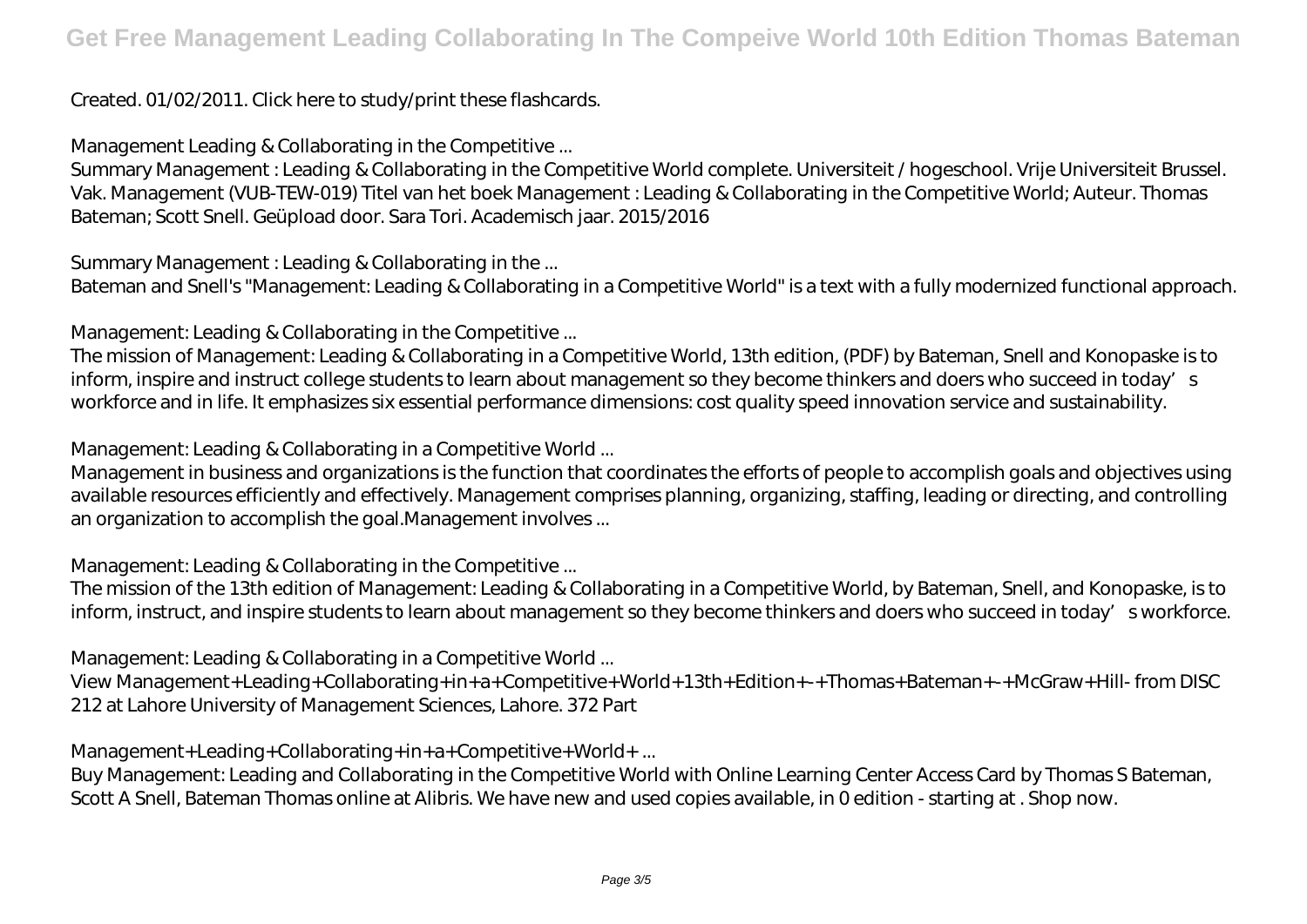Created. 01/02/2011. Click here to study/print these flashcards.

*Management Leading & Collaborating in the Competitive ...*

Summary Management : Leading & Collaborating in the Competitive World complete. Universiteit / hogeschool. Vrije Universiteit Brussel. Vak. Management (VUB-TEW-019) Titel van het boek Management : Leading & Collaborating in the Competitive World; Auteur. Thomas Bateman; Scott Snell. Geüpload door. Sara Tori. Academisch jaar. 2015/2016

*Summary Management : Leading & Collaborating in the ...*

Bateman and Snell's "Management: Leading & Collaborating in a Competitive World" is a text with a fully modernized functional approach.

*Management: Leading & Collaborating in the Competitive ...*

The mission of Management: Leading & Collaborating in a Competitive World, 13th edition, (PDF) by Bateman, Snell and Konopaske is to inform, inspire and instruct college students to learn about management so they become thinkers and doers who succeed in today's workforce and in life. It emphasizes six essential performance dimensions: cost quality speed innovation service and sustainability.

*Management: Leading & Collaborating in a Competitive World ...*

Management in business and organizations is the function that coordinates the efforts of people to accomplish goals and objectives using available resources efficiently and effectively. Management comprises planning, organizing, staffing, leading or directing, and controlling an organization to accomplish the goal.Management involves ...

*Management: Leading & Collaborating in the Competitive ...*

The mission of the 13th edition of Management: Leading & Collaborating in a Competitive World, by Bateman, Snell, and Konopaske, is to inform, instruct, and inspire students to learn about management so they become thinkers and doers who succeed in today's workforce.

*Management: Leading & Collaborating in a Competitive World ...*

View Management+Leading+Collaborating+in+a+Competitive+World+13th+Edition+-+Thomas+Bateman+-+McGraw+Hill- from DISC 212 at Lahore University of Management Sciences, Lahore. 372 Part

*Management+Leading+Collaborating+in+a+Competitive+World+ ...*

Buy Management: Leading and Collaborating in the Competitive World with Online Learning Center Access Card by Thomas S Bateman, Scott A Snell, Bateman Thomas online at Alibris. We have new and used copies available, in 0 edition - starting at . Shop now.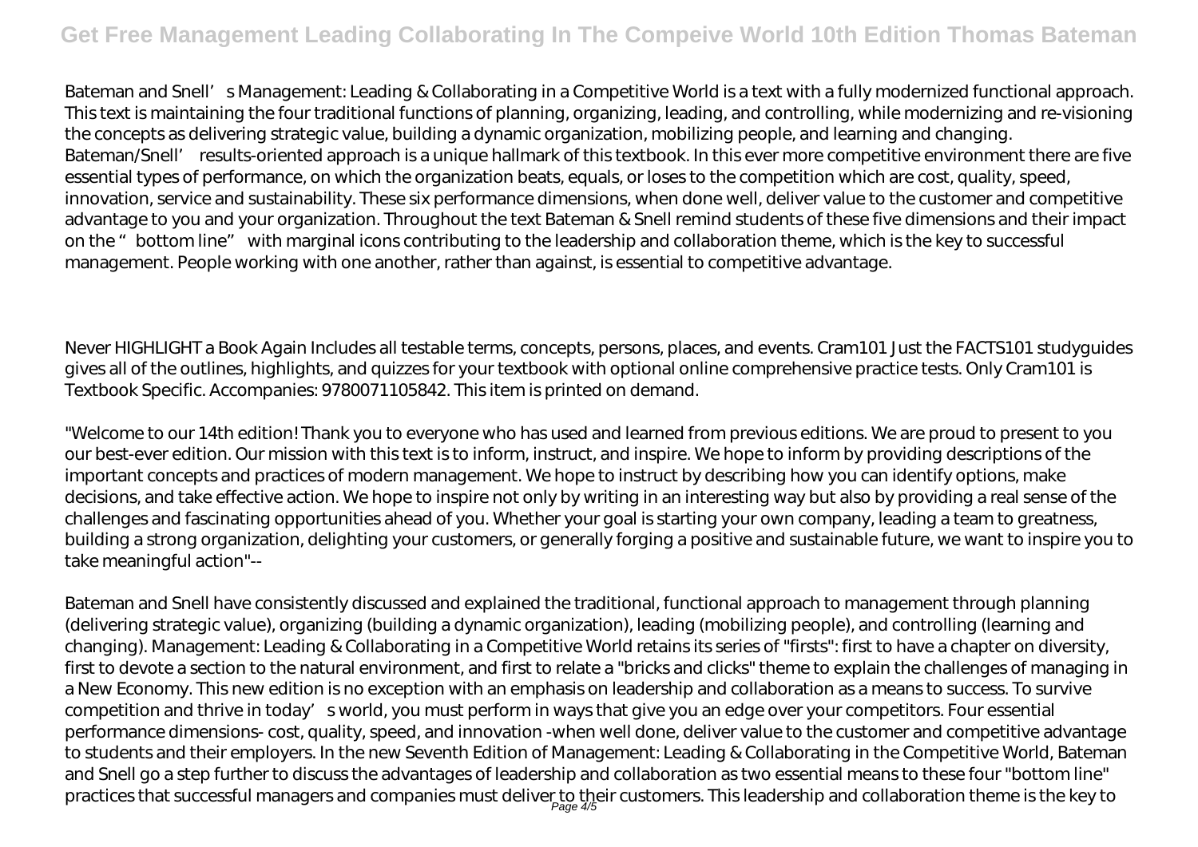Bateman and Snell' s Management: Leading & Collaborating in a Competitive World is a text with a fully modernized functional approach. This text is maintaining the four traditional functions of planning, organizing, leading, and controlling, while modernizing and re-visioning the concepts as delivering strategic value, building a dynamic organization, mobilizing people, and learning and changing. Bateman/Snell' results-oriented approach is a unique hallmark of this textbook. In this ever more competitive environment there are five essential types of performance, on which the organization beats, equals, or loses to the competition which are cost, quality, speed, innovation, service and sustainability. These six performance dimensions, when done well, deliver value to the customer and competitive advantage to you and your organization. Throughout the text Bateman & Snell remind students of these five dimensions and their impact on the " bottom line" with marginal icons contributing to the leadership and collaboration theme, which is the key to successful management. People working with one another, rather than against, is essential to competitive advantage.

Never HIGHLIGHT a Book Again Includes all testable terms, concepts, persons, places, and events. Cram101 Just the FACTS101 studyguides gives all of the outlines, highlights, and quizzes for your textbook with optional online comprehensive practice tests. Only Cram101 is Textbook Specific. Accompanies: 9780071105842. This item is printed on demand.

"Welcome to our 14th edition! Thank you to everyone who has used and learned from previous editions. We are proud to present to you our best-ever edition. Our mission with this text is to inform, instruct, and inspire. We hope to inform by providing descriptions of the important concepts and practices of modern management. We hope to instruct by describing how you can identify options, make decisions, and take effective action. We hope to inspire not only by writing in an interesting way but also by providing a real sense of the challenges and fascinating opportunities ahead of you. Whether your goal is starting your own company, leading a team to greatness, building a strong organization, delighting your customers, or generally forging a positive and sustainable future, we want to inspire you to take meaningful action"--

Bateman and Snell have consistently discussed and explained the traditional, functional approach to management through planning (delivering strategic value), organizing (building a dynamic organization), leading (mobilizing people), and controlling (learning and changing). Management: Leading & Collaborating in a Competitive World retains its series of "firsts": first to have a chapter on diversity, first to devote a section to the natural environment, and first to relate a "bricks and clicks" theme to explain the challenges of managing in a New Economy. This new edition is no exception with an emphasis on leadership and collaboration as a means to success. To survive competition and thrive in today' s world, you must perform in ways that give you an edge over your competitors. Four essential performance dimensions- cost, quality, speed, and innovation -when well done, deliver value to the customer and competitive advantage to students and their employers. In the new Seventh Edition of Management: Leading & Collaborating in the Competitive World, Bateman and Snell go a step further to discuss the advantages of leadership and collaboration as two essential means to these four "bottom line" practices that successful managers and companies must deliver to their customers. This leadership and collaboration theme is the key to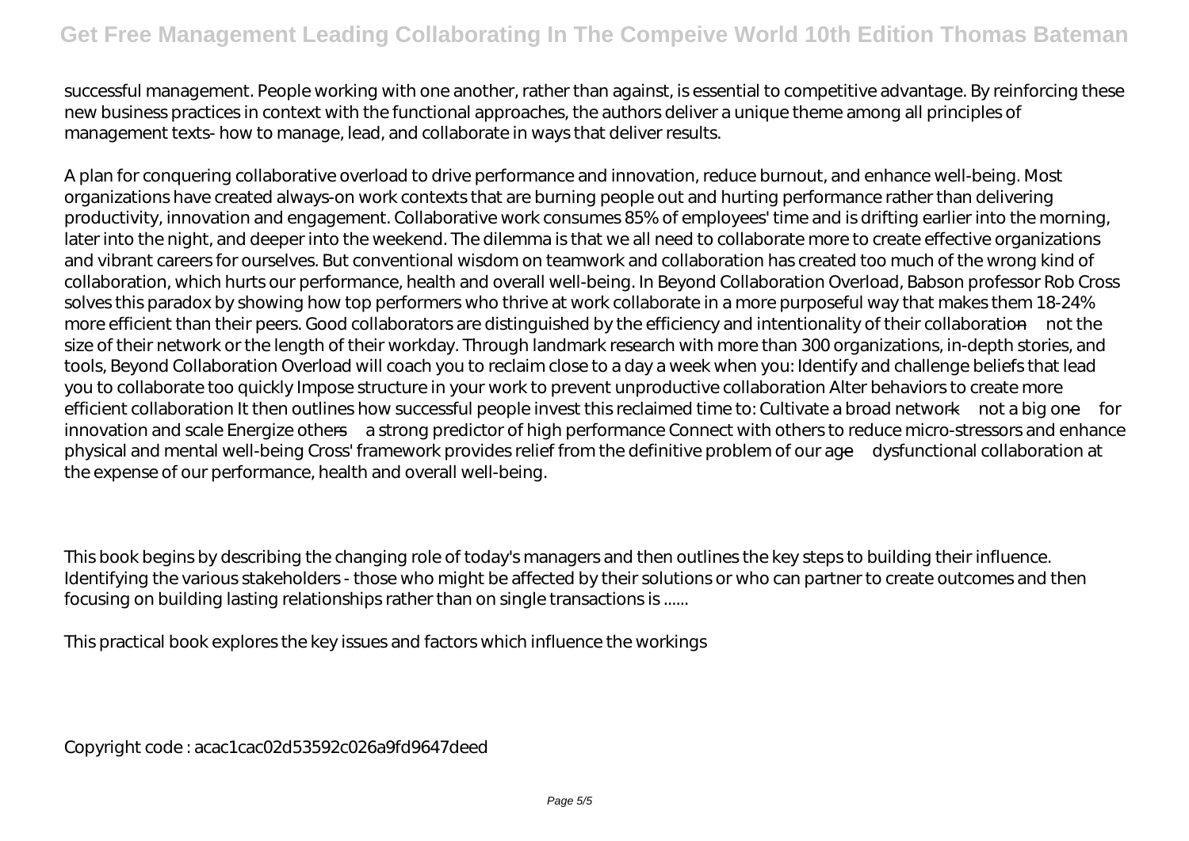successful management. People working with one another, rather than against, is essential to competitive advantage. By reinforcing these new business practices in context with the functional approaches, the authors deliver a unique theme among all principles of management texts- how to manage, lead, and collaborate in ways that deliver results.

A plan for conquering collaborative overload to drive performance and innovation, reduce burnout, and enhance well-being. Most organizations have created always-on work contexts that are burning people out and hurting performance rather than delivering productivity, innovation and engagement. Collaborative work consumes 85% of employees' time and is drifting earlier into the morning, later into the night, and deeper into the weekend. The dilemma is that we all need to collaborate more to create effective organizations and vibrant careers for ourselves. But conventional wisdom on teamwork and collaboration has created too much of the wrong kind of collaboration, which hurts our performance, health and overall well-being. In Beyond Collaboration Overload, Babson professor Rob Cross solves this paradox by showing how top performers who thrive at work collaborate in a more purposeful way that makes them 18-24% more efficient than their peers. Good collaborators are distinguished by the efficiency and intentionality of their collaboration—not the size of their network or the length of their workday. Through landmark research with more than 300 organizations, in-depth stories, and tools, Beyond Collaboration Overload will coach you to reclaim close to a day a week when you: Identify and challenge beliefs that lead you to collaborate too quickly Impose structure in your work to prevent unproductive collaboration Alter behaviors to create more efficient collaboration It then outlines how successful people invest this reclaimed time to: Cultivate a broad network—not a big one—for innovation and scale Energize others—a strong predictor of high performance Connect with others to reduce micro-stressors and enhance physical and mental well-being Cross' framework provides relief from the definitive problem of our age—dysfunctional collaboration at the expense of our performance, health and overall well-being.

This book begins by describing the changing role of today's managers and then outlines the key steps to building their influence. Identifying the various stakeholders - those who might be affected by their solutions or who can partner to create outcomes and then focusing on building lasting relationships rather than on single transactions is ......

This practical book explores the key issues and factors which influence the workings

Copyright code : acac1cac02d53592c026a9fd9647deed